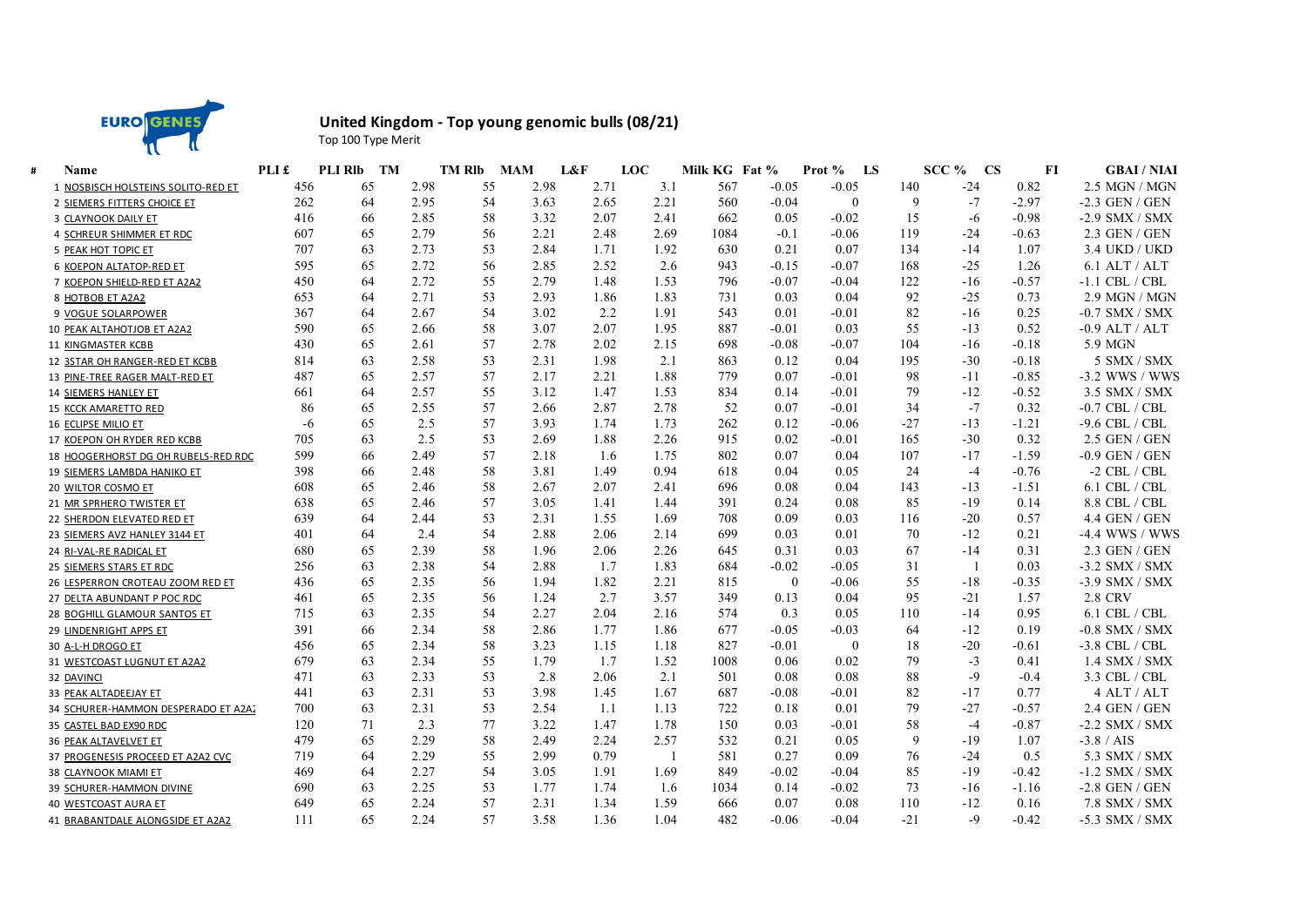## United Kingdom - Top young genomic bulls (08/21)

Top 100 Type Merit

| # | Name | PLI £ | PLI Rlb | TM | TM Rlb | MAM | L&F | LOC | Milk KG | Fat % | Prot % | LS | SCC % | CS | FI | GBAI / NIAI |
|---|---|---|---|---|---|---|---|---|---|---|---|---|---|---|---|---|
| 1 | NOSBISCH HOLSTEINS SOLITO-RED ET | 456 | 65 | 2.98 | 55 | 2.98 | 2.71 | 3.1 | 567 | -0.05 | -0.05 | 140 | -24 | 0.82 | | 2.5 MGN / MGN |
| 2 | SIEMERS FITTERS CHOICE ET | 262 | 64 | 2.95 | 54 | 3.63 | 2.65 | 2.21 | 560 | -0.04 | 0 | 9 | -7 | -2.97 | | -2.3 GEN / GEN |
| 3 | CLAYNOOK DAILY ET | 416 | 66 | 2.85 | 58 | 3.32 | 2.07 | 2.41 | 662 | 0.05 | -0.02 | 15 | -6 | -0.98 | | -2.9 SMX / SMX |
| 4 | SCHREUR SHIMMER ET RDC | 607 | 65 | 2.79 | 56 | 2.21 | 2.48 | 2.69 | 1084 | -0.1 | -0.06 | 119 | -24 | -0.63 | | 2.3 GEN / GEN |
| 5 | PEAK HOT TOPIC ET | 707 | 63 | 2.73 | 53 | 2.84 | 1.71 | 1.92 | 630 | 0.21 | 0.07 | 134 | -14 | 1.07 | | 3.4 UKD / UKD |
| 6 | KOEPON ALTATOP-RED ET | 595 | 65 | 2.72 | 56 | 2.85 | 2.52 | 2.6 | 943 | -0.15 | -0.07 | 168 | -25 | 1.26 | | 6.1 ALT / ALT |
| 7 | KOEPON SHIELD-RED ET A2A2 | 450 | 64 | 2.72 | 55 | 2.79 | 1.48 | 1.53 | 796 | -0.07 | -0.04 | 122 | -16 | -0.57 | | -1.1 CBL / CBL |
| 8 | HOTBOB ET A2A2 | 653 | 64 | 2.71 | 53 | 2.93 | 1.86 | 1.83 | 731 | 0.03 | 0.04 | 92 | -25 | 0.73 | | 2.9 MGN / MGN |
| 9 | VOGUE SOLARPOWER | 367 | 64 | 2.67 | 54 | 3.02 | 2.2 | 1.91 | 543 | 0.01 | -0.01 | 82 | -16 | 0.25 | | -0.7 SMX / SMX |
| 10 | PEAK ALTAHOTJOB ET A2A2 | 590 | 65 | 2.66 | 58 | 3.07 | 2.07 | 1.95 | 887 | -0.01 | 0.03 | 55 | -13 | 0.52 | | -0.9 ALT / ALT |
| 11 | KINGMASTER KCBB | 430 | 65 | 2.61 | 57 | 2.78 | 2.02 | 2.15 | 698 | -0.08 | -0.07 | 104 | -16 | -0.18 | | 5.9 MGN |
| 12 | 3STAR OH RANGER-RED ET KCBB | 814 | 63 | 2.58 | 53 | 2.31 | 1.98 | 2.1 | 863 | 0.12 | 0.04 | 195 | -30 | -0.18 | | 5 SMX / SMX |
| 13 | PINE-TREE RAGER MALT-RED ET | 487 | 65 | 2.57 | 57 | 2.17 | 2.21 | 1.88 | 779 | 0.07 | -0.01 | 98 | -11 | -0.85 | | -3.2 WWS / WWS |
| 14 | SIEMERS HANLEY ET | 661 | 64 | 2.57 | 55 | 3.12 | 1.47 | 1.53 | 834 | 0.14 | -0.01 | 79 | -12 | -0.52 | | 3.5 SMX / SMX |
| 15 | KCCK AMARETTO RED | 86 | 65 | 2.55 | 57 | 2.66 | 2.87 | 2.78 | 52 | 0.07 | -0.01 | 34 | -7 | 0.32 | | -0.7 CBL / CBL |
| 16 | ECLIPSE MILIO ET | -6 | 65 | 2.5 | 57 | 3.93 | 1.74 | 1.73 | 262 | 0.12 | -0.06 | -27 | -13 | -1.21 | | -9.6 CBL / CBL |
| 17 | KOEPON OH RYDER RED KCBB | 705 | 63 | 2.5 | 53 | 2.69 | 1.88 | 2.26 | 915 | 0.02 | -0.01 | 165 | -30 | 0.32 | | 2.5 GEN / GEN |
| 18 | HOOGERHORST DG OH RUBELS-RED RDC | 599 | 66 | 2.49 | 57 | 2.18 | 1.6 | 1.75 | 802 | 0.07 | 0.04 | 107 | -17 | -1.59 | | -0.9 GEN / GEN |
| 19 | SIEMERS LAMBDA HANIKO ET | 398 | 66 | 2.48 | 58 | 3.81 | 1.49 | 0.94 | 618 | 0.04 | 0.05 | 24 | -4 | -0.76 | | -2 CBL / CBL |
| 20 | WILTOR COSMO ET | 608 | 65 | 2.46 | 58 | 2.67 | 2.07 | 2.41 | 696 | 0.08 | 0.04 | 143 | -13 | -1.51 | | 6.1 CBL / CBL |
| 21 | MR SPRHERO TWISTER ET | 638 | 65 | 2.46 | 57 | 3.05 | 1.41 | 1.44 | 391 | 0.24 | 0.08 | 85 | -19 | 0.14 | | 8.8 CBL / CBL |
| 22 | SHERDON ELEVATED RED ET | 639 | 64 | 2.44 | 53 | 2.31 | 1.55 | 1.69 | 708 | 0.09 | 0.03 | 116 | -20 | 0.57 | | 4.4 GEN / GEN |
| 23 | SIEMERS AVZ HANLEY 3144 ET | 401 | 64 | 2.4 | 54 | 2.88 | 2.06 | 2.14 | 699 | 0.03 | 0.01 | 70 | -12 | 0.21 | | -4.4 WWS / WWS |
| 24 | RI-VAL-RE RADICAL ET | 680 | 65 | 2.39 | 58 | 1.96 | 2.06 | 2.26 | 645 | 0.31 | 0.03 | 67 | -14 | 0.31 | | 2.3 GEN / GEN |
| 25 | SIEMERS STARS ET RDC | 256 | 63 | 2.38 | 54 | 2.88 | 1.7 | 1.83 | 684 | -0.02 | -0.05 | 31 | 1 | 0.03 | | -3.2 SMX / SMX |
| 26 | LESPERRON CROTEAU ZOOM RED ET | 436 | 65 | 2.35 | 56 | 1.94 | 1.82 | 2.21 | 815 | 0 | -0.06 | 55 | -18 | -0.35 | | -3.9 SMX / SMX |
| 27 | DELTA ABUNDANT P POC RDC | 461 | 65 | 2.35 | 56 | 1.24 | 2.7 | 3.57 | 349 | 0.13 | 0.04 | 95 | -21 | 1.57 | | 2.8 CRV |
| 28 | BOGHILL GLAMOUR SANTOS ET | 715 | 63 | 2.35 | 54 | 2.27 | 2.04 | 2.16 | 574 | 0.3 | 0.05 | 110 | -14 | 0.95 | | 6.1 CBL / CBL |
| 29 | LINDENRIGHT APPS ET | 391 | 66 | 2.34 | 58 | 2.86 | 1.77 | 1.86 | 677 | -0.05 | -0.03 | 64 | -12 | 0.19 | | -0.8 SMX / SMX |
| 30 | A-L-H DROGO ET | 456 | 65 | 2.34 | 58 | 3.23 | 1.15 | 1.18 | 827 | -0.01 | 0 | 18 | -20 | -0.61 | | -3.8 CBL / CBL |
| 31 | WESTCOAST LUGNUT ET A2A2 | 679 | 63 | 2.34 | 55 | 1.79 | 1.7 | 1.52 | 1008 | 0.06 | 0.02 | 79 | -3 | 0.41 | | 1.4 SMX / SMX |
| 32 | DAVINCI | 471 | 63 | 2.33 | 53 | 2.8 | 2.06 | 2.1 | 501 | 0.08 | 0.08 | 88 | -9 | -0.4 | | 3.3 CBL / CBL |
| 33 | PEAK ALTADEEJAY ET | 441 | 63 | 2.31 | 53 | 3.98 | 1.45 | 1.67 | 687 | -0.08 | -0.01 | 82 | -17 | 0.77 | | 4 ALT / ALT |
| 34 | SCHURER-HAMMON DESPERADO ET A2A2 | 700 | 63 | 2.31 | 53 | 2.54 | 1.1 | 1.13 | 722 | 0.18 | 0.01 | 79 | -27 | -0.57 | | 2.4 GEN / GEN |
| 35 | CASTEL BAD EX90 RDC | 120 | 71 | 2.3 | 77 | 3.22 | 1.47 | 1.78 | 150 | 0.03 | -0.01 | 58 | -4 | -0.87 | | -2.2 SMX / SMX |
| 36 | PEAK ALTAVELVET ET | 479 | 65 | 2.29 | 58 | 2.49 | 2.24 | 2.57 | 532 | 0.21 | 0.05 | 9 | -19 | 1.07 | | -3.8 / AIS |
| 37 | PROGENESIS PROCEED ET A2A2 CVC | 719 | 64 | 2.29 | 55 | 2.99 | 0.79 | 1 | 581 | 0.27 | 0.09 | 76 | -24 | 0.5 | | 5.3 SMX / SMX |
| 38 | CLAYNOOK MIAMI ET | 469 | 64 | 2.27 | 54 | 3.05 | 1.91 | 1.69 | 849 | -0.02 | -0.04 | 85 | -19 | -0.42 | | -1.2 SMX / SMX |
| 39 | SCHURER-HAMMON DIVINE | 690 | 63 | 2.25 | 53 | 1.77 | 1.74 | 1.6 | 1034 | 0.14 | -0.02 | 73 | -16 | -1.16 | | -2.8 GEN / GEN |
| 40 | WESTCOAST AURA ET | 649 | 65 | 2.24 | 57 | 2.31 | 1.34 | 1.59 | 666 | 0.07 | 0.08 | 110 | -12 | 0.16 | | 7.8 SMX / SMX |
| 41 | BRABANTDALE ALONGSIDE ET A2A2 | 111 | 65 | 2.24 | 57 | 3.58 | 1.36 | 1.04 | 482 | -0.06 | -0.04 | -21 | -9 | -0.42 | | -5.3 SMX / SMX |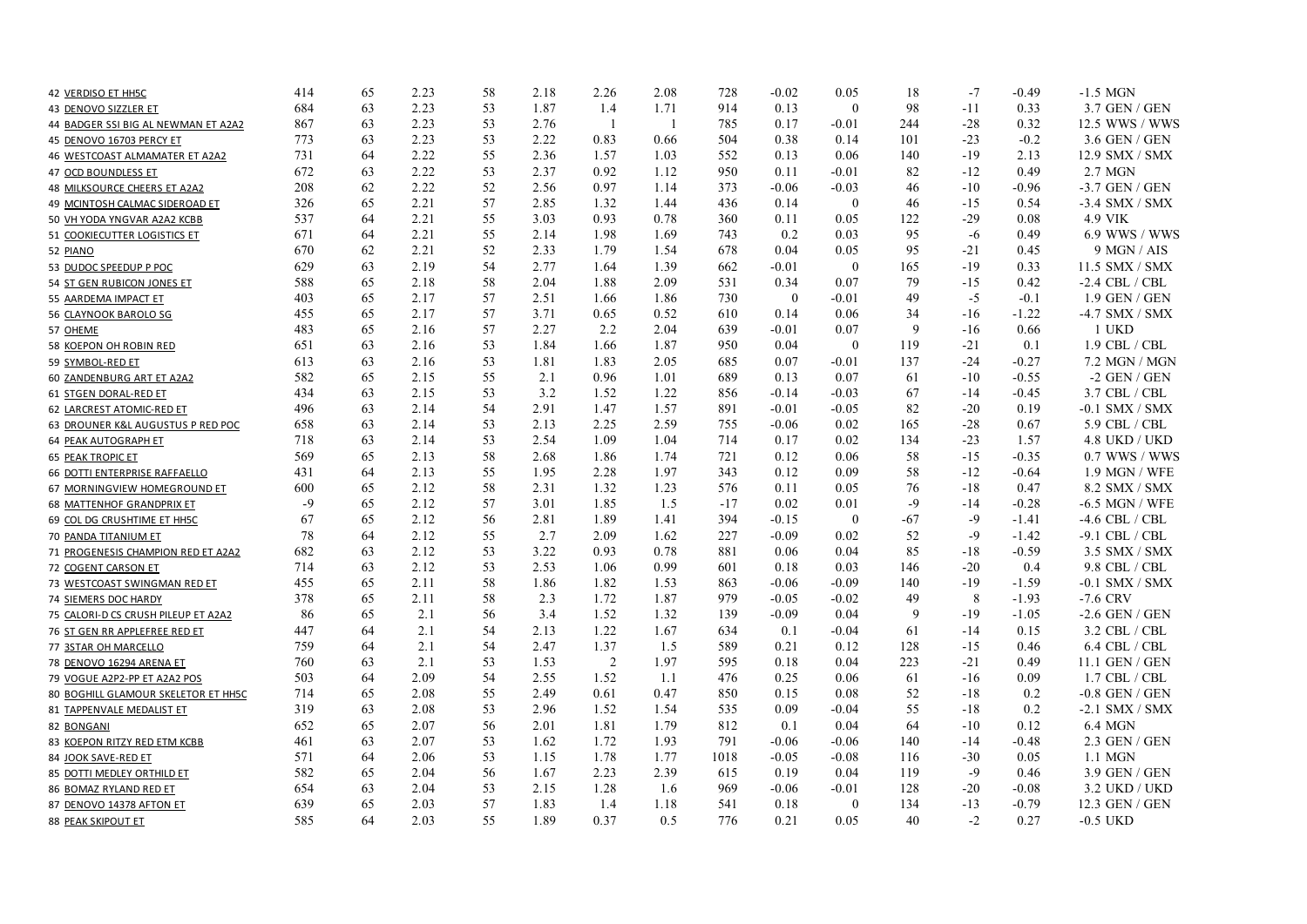| | | | | | | | | | | | | | | |
|---|---|---|---|---|---|---|---|---|---|---|---|---|---|---|
| 42 VERDISO ET HH5C | 414 | 65 | 2.23 | 58 | 2.18 | 2.26 | 2.08 | 728 | -0.02 | 0.05 | 18 | -7 | -0.49 | -1.5 MGN |
| 43 DENOVO SIZZLER ET | 684 | 63 | 2.23 | 53 | 1.87 | 1.4 | 1.71 | 914 | 0.13 | 0 | 98 | -11 | 0.33 | 3.7 GEN / GEN |
| 44 BADGER SSI BIG AL NEWMAN ET A2A2 | 867 | 63 | 2.23 | 53 | 2.76 | 1 | 1 | 785 | 0.17 | -0.01 | 244 | -28 | 0.32 | 12.5 WWS / WWS |
| 45 DENOVO 16703 PERCY ET | 773 | 63 | 2.23 | 53 | 2.22 | 0.83 | 0.66 | 504 | 0.38 | 0.14 | 101 | -23 | -0.2 | 3.6 GEN / GEN |
| 46 WESTCOAST ALMAMATER ET A2A2 | 731 | 64 | 2.22 | 55 | 2.36 | 1.57 | 1.03 | 552 | 0.13 | 0.06 | 140 | -19 | 2.13 | 12.9 SMX / SMX |
| 47 OCD BOUNDLESS ET | 672 | 63 | 2.22 | 53 | 2.37 | 0.92 | 1.12 | 950 | 0.11 | -0.01 | 82 | -12 | 0.49 | 2.7 MGN |
| 48 MILKSOURCE CHEERS ET A2A2 | 208 | 62 | 2.22 | 52 | 2.56 | 0.97 | 1.14 | 373 | -0.06 | -0.03 | 46 | -10 | -0.96 | -3.7 GEN / GEN |
| 49 MCINTOSH CALMAC SIDEROAD ET | 326 | 65 | 2.21 | 57 | 2.85 | 1.32 | 1.44 | 436 | 0.14 | 0 | 46 | -15 | 0.54 | -3.4 SMX / SMX |
| 50 VH YODA YNGVAR A2A2 KCBB | 537 | 64 | 2.21 | 55 | 3.03 | 0.93 | 0.78 | 360 | 0.11 | 0.05 | 122 | -29 | 0.08 | 4.9 VIK |
| 51 COOKIECUTTER LOGISTICS ET | 671 | 64 | 2.21 | 55 | 2.14 | 1.98 | 1.69 | 743 | 0.2 | 0.03 | 95 | -6 | 0.49 | 6.9 WWS / WWS |
| 52 PIANO | 670 | 62 | 2.21 | 52 | 2.33 | 1.79 | 1.54 | 678 | 0.04 | 0.05 | 95 | -21 | 0.45 | 9 MGN / AIS |
| 53 DUDOC SPEEDUP P POC | 629 | 63 | 2.19 | 54 | 2.77 | 1.64 | 1.39 | 662 | -0.01 | 0 | 165 | -19 | 0.33 | 11.5 SMX / SMX |
| 54 ST GEN RUBICON JONES ET | 588 | 65 | 2.18 | 58 | 2.04 | 1.88 | 2.09 | 531 | 0.34 | 0.07 | 79 | -15 | 0.42 | -2.4 CBL / CBL |
| 55 AARDEMA IMPACT ET | 403 | 65 | 2.17 | 57 | 2.51 | 1.66 | 1.86 | 730 | 0 | -0.01 | 49 | -5 | -0.1 | 1.9 GEN / GEN |
| 56 CLAYNOOK BAROLO SG | 455 | 65 | 2.17 | 57 | 3.71 | 0.65 | 0.52 | 610 | 0.14 | 0.06 | 34 | -16 | -1.22 | -4.7 SMX / SMX |
| 57 OHEME | 483 | 65 | 2.16 | 57 | 2.27 | 2.2 | 2.04 | 639 | -0.01 | 0.07 | 9 | -16 | 0.66 | 1 UKD |
| 58 KOEPON OH ROBIN RED | 651 | 63 | 2.16 | 53 | 1.84 | 1.66 | 1.87 | 950 | 0.04 | 0 | 119 | -21 | 0.1 | 1.9 CBL / CBL |
| 59 SYMBOL-RED ET | 613 | 63 | 2.16 | 53 | 1.81 | 1.83 | 2.05 | 685 | 0.07 | -0.01 | 137 | -24 | -0.27 | 7.2 MGN / MGN |
| 60 ZANDENBURG ART ET A2A2 | 582 | 65 | 2.15 | 55 | 2.1 | 0.96 | 1.01 | 689 | 0.13 | 0.07 | 61 | -10 | -0.55 | -2 GEN / GEN |
| 61 STGEN DORAL-RED ET | 434 | 63 | 2.15 | 53 | 3.2 | 1.52 | 1.22 | 856 | -0.14 | -0.03 | 67 | -14 | -0.45 | 3.7 CBL / CBL |
| 62 LARCREST ATOMIC-RED ET | 496 | 63 | 2.14 | 54 | 2.91 | 1.47 | 1.57 | 891 | -0.01 | -0.05 | 82 | -20 | 0.19 | -0.1 SMX / SMX |
| 63 DROUNER K&L AUGUSTUS P RED POC | 658 | 63 | 2.14 | 53 | 2.13 | 2.25 | 2.59 | 755 | -0.06 | 0.02 | 165 | -28 | 0.67 | 5.9 CBL / CBL |
| 64 PEAK AUTOGRAPH ET | 718 | 63 | 2.14 | 53 | 2.54 | 1.09 | 1.04 | 714 | 0.17 | 0.02 | 134 | -23 | 1.57 | 4.8 UKD / UKD |
| 65 PEAK TROPIC ET | 569 | 65 | 2.13 | 58 | 2.68 | 1.86 | 1.74 | 721 | 0.12 | 0.06 | 58 | -15 | -0.35 | 0.7 WWS / WWS |
| 66 DOTTI ENTERPRISE RAFFAELLO | 431 | 64 | 2.13 | 55 | 1.95 | 2.28 | 1.97 | 343 | 0.12 | 0.09 | 58 | -12 | -0.64 | 1.9 MGN / WFE |
| 67 MORNINGVIEW HOMEGROUND ET | 600 | 65 | 2.12 | 58 | 2.31 | 1.32 | 1.23 | 576 | 0.11 | 0.05 | 76 | -18 | 0.47 | 8.2 SMX / SMX |
| 68 MATTENHOF GRANDPRIX ET | -9 | 65 | 2.12 | 57 | 3.01 | 1.85 | 1.5 | -17 | 0.02 | 0.01 | -9 | -14 | -0.28 | -6.5 MGN / WFE |
| 69 COL DG CRUSHTIME ET HH5C | 67 | 65 | 2.12 | 56 | 2.81 | 1.89 | 1.41 | 394 | -0.15 | 0 | -67 | -9 | -1.41 | -4.6 CBL / CBL |
| 70 PANDA TITANIUM ET | 78 | 64 | 2.12 | 55 | 2.7 | 2.09 | 1.62 | 227 | -0.09 | 0.02 | 52 | -9 | -1.42 | -9.1 CBL / CBL |
| 71 PROGENESIS CHAMPION RED ET A2A2 | 682 | 63 | 2.12 | 53 | 3.22 | 0.93 | 0.78 | 881 | 0.06 | 0.04 | 85 | -18 | -0.59 | 3.5 SMX / SMX |
| 72 COGENT CARSON ET | 714 | 63 | 2.12 | 53 | 2.53 | 1.06 | 0.99 | 601 | 0.18 | 0.03 | 146 | -20 | 0.4 | 9.8 CBL / CBL |
| 73 WESTCOAST SWINGMAN RED ET | 455 | 65 | 2.11 | 58 | 1.86 | 1.82 | 1.53 | 863 | -0.06 | -0.09 | 140 | -19 | -1.59 | -0.1 SMX / SMX |
| 74 SIEMERS DOC HARDY | 378 | 65 | 2.11 | 58 | 2.3 | 1.72 | 1.87 | 979 | -0.05 | -0.02 | 49 | 8 | -1.93 | -7.6 CRV |
| 75 CALORI-D CS CRUSH PILEUP ET A2A2 | 86 | 65 | 2.1 | 56 | 3.4 | 1.52 | 1.32 | 139 | -0.09 | 0.04 | 9 | -19 | -1.05 | -2.6 GEN / GEN |
| 76 ST GEN RR APPLEFREE RED ET | 447 | 64 | 2.1 | 54 | 2.13 | 1.22 | 1.67 | 634 | 0.1 | -0.04 | 61 | -14 | 0.15 | 3.2 CBL / CBL |
| 77 3STAR OH MARCELLO | 759 | 64 | 2.1 | 54 | 2.47 | 1.37 | 1.5 | 589 | 0.21 | 0.12 | 128 | -15 | 0.46 | 6.4 CBL / CBL |
| 78 DENOVO 16294 ARENA ET | 760 | 63 | 2.1 | 53 | 1.53 | 2 | 1.97 | 595 | 0.18 | 0.04 | 223 | -21 | 0.49 | 11.1 GEN / GEN |
| 79 VOGUE A2P2-PP ET A2A2 POS | 503 | 64 | 2.09 | 54 | 2.55 | 1.52 | 1.1 | 476 | 0.25 | 0.06 | 61 | -16 | 0.09 | 1.7 CBL / CBL |
| 80 BOGHILL GLAMOUR SKELETOR ET HH5C | 714 | 65 | 2.08 | 55 | 2.49 | 0.61 | 0.47 | 850 | 0.15 | 0.08 | 52 | -18 | 0.2 | -0.8 GEN / GEN |
| 81 TAPPENVALE MEDALIST ET | 319 | 63 | 2.08 | 53 | 2.96 | 1.52 | 1.54 | 535 | 0.09 | -0.04 | 55 | -18 | 0.2 | -2.1 SMX / SMX |
| 82 BONGANI | 652 | 65 | 2.07 | 56 | 2.01 | 1.81 | 1.79 | 812 | 0.1 | 0.04 | 64 | -10 | 0.12 | 6.4 MGN |
| 83 KOEPON RITZY RED ETM KCBB | 461 | 63 | 2.07 | 53 | 1.62 | 1.72 | 1.93 | 791 | -0.06 | -0.06 | 140 | -14 | -0.48 | 2.3 GEN / GEN |
| 84 JOOK SAVE-RED ET | 571 | 64 | 2.06 | 53 | 1.15 | 1.78 | 1.77 | 1018 | -0.05 | -0.08 | 116 | -30 | 0.05 | 1.1 MGN |
| 85 DOTTI MEDLEY ORTHILD ET | 582 | 65 | 2.04 | 56 | 1.67 | 2.23 | 2.39 | 615 | 0.19 | 0.04 | 119 | -9 | 0.46 | 3.9 GEN / GEN |
| 86 BOMAZ RYLAND RED ET | 654 | 63 | 2.04 | 53 | 2.15 | 1.28 | 1.6 | 969 | -0.06 | -0.01 | 128 | -20 | -0.08 | 3.2 UKD / UKD |
| 87 DENOVO 14378 AFTON ET | 639 | 65 | 2.03 | 57 | 1.83 | 1.4 | 1.18 | 541 | 0.18 | 0 | 134 | -13 | -0.79 | 12.3 GEN / GEN |
| 88 PEAK SKIPOUT ET | 585 | 64 | 2.03 | 55 | 1.89 | 0.37 | 0.5 | 776 | 0.21 | 0.05 | 40 | -2 | 0.27 | -0.5 UKD |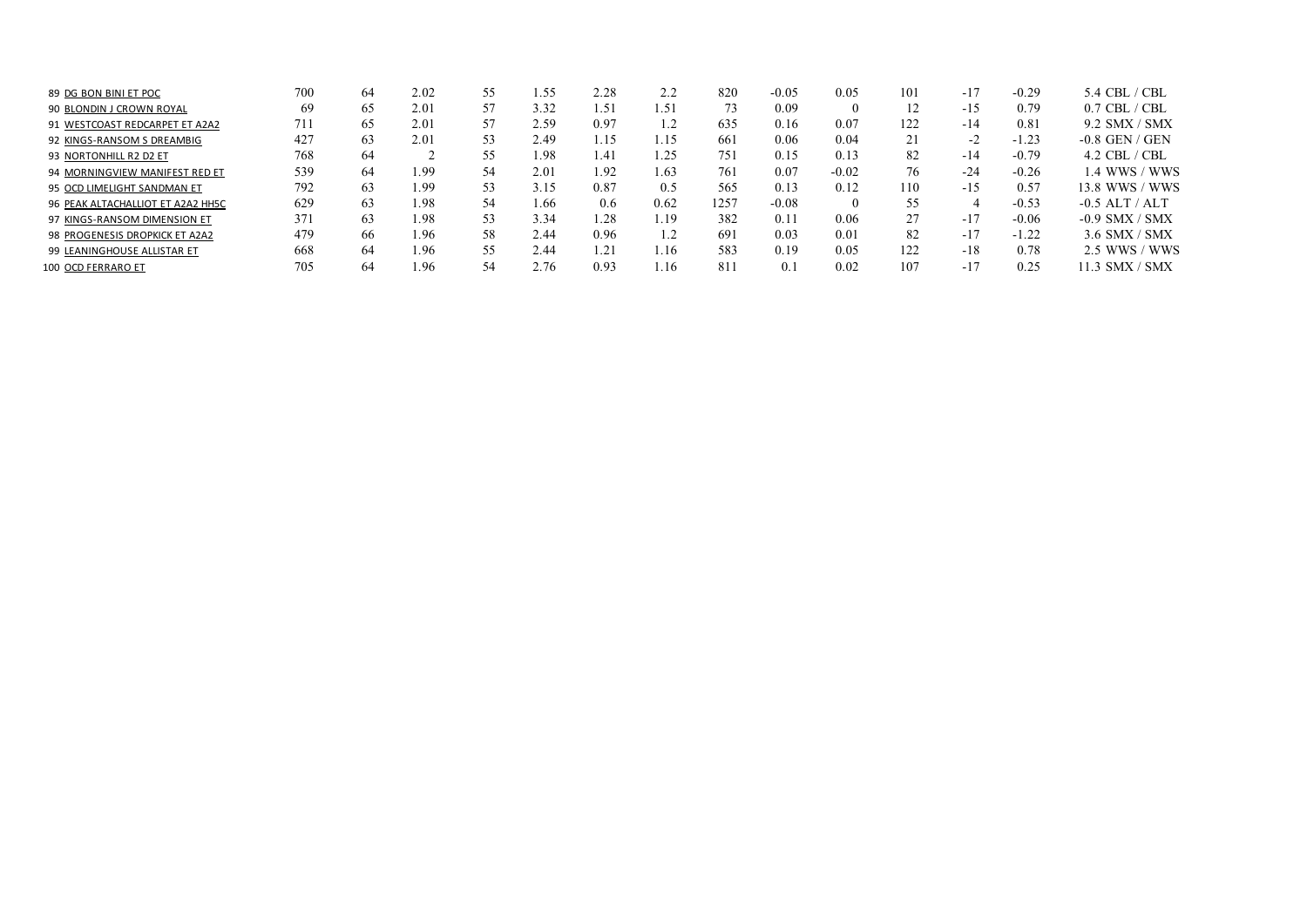| | | | | | | | | | | | | | | |
|---|---|---|---|---|---|---|---|---|---|---|---|---|---|---|
| 89 | DG BON BINI ET POC | 700 | 64 | 2.02 | 55 | 1.55 | 2.28 | 2.2 | 820 | -0.05 | 0.05 | 101 | -17 | -0.29 | 5.4 CBL / CBL |
| 90 | BLONDIN J CROWN ROYAL | 69 | 65 | 2.01 | 57 | 3.32 | 1.51 | 1.51 | 73 | 0.09 | 0 | 12 | -15 | 0.79 | 0.7 CBL / CBL |
| 91 | WESTCOAST REDCARPET ET A2A2 | 711 | 65 | 2.01 | 57 | 2.59 | 0.97 | 1.2 | 635 | 0.16 | 0.07 | 122 | -14 | 0.81 | 9.2 SMX / SMX |
| 92 | KINGS-RANSOM S DREAMBIG | 427 | 63 | 2.01 | 53 | 2.49 | 1.15 | 1.15 | 661 | 0.06 | 0.04 | 21 | -2 | -1.23 | -0.8 GEN / GEN |
| 93 | NORTONHILL R2 D2 ET | 768 | 64 | 2 | 55 | 1.98 | 1.41 | 1.25 | 751 | 0.15 | 0.13 | 82 | -14 | -0.79 | 4.2 CBL / CBL |
| 94 | MORNINGVIEW MANIFEST RED ET | 539 | 64 | 1.99 | 54 | 2.01 | 1.92 | 1.63 | 761 | 0.07 | -0.02 | 76 | -24 | -0.26 | 1.4 WWS / WWS |
| 95 | OCD LIMELIGHT SANDMAN ET | 792 | 63 | 1.99 | 53 | 3.15 | 0.87 | 0.5 | 565 | 0.13 | 0.12 | 110 | -15 | 0.57 | 13.8 WWS / WWS |
| 96 | PEAK ALTACHALLIOT ET A2A2 HH5C | 629 | 63 | 1.98 | 54 | 1.66 | 0.6 | 0.62 | 1257 | -0.08 | 0 | 55 | 4 | -0.53 | -0.5 ALT / ALT |
| 97 | KINGS-RANSOM DIMENSION ET | 371 | 63 | 1.98 | 53 | 3.34 | 1.28 | 1.19 | 382 | 0.11 | 0.06 | 27 | -17 | -0.06 | -0.9 SMX / SMX |
| 98 | PROGENESIS DROPKICK ET A2A2 | 479 | 66 | 1.96 | 58 | 2.44 | 0.96 | 1.2 | 691 | 0.03 | 0.01 | 82 | -17 | -1.22 | 3.6 SMX / SMX |
| 99 | LEANINGHOUSE ALLISTAR ET | 668 | 64 | 1.96 | 55 | 2.44 | 1.21 | 1.16 | 583 | 0.19 | 0.05 | 122 | -18 | 0.78 | 2.5 WWS / WWS |
| 100 | OCD FERRARO ET | 705 | 64 | 1.96 | 54 | 2.76 | 0.93 | 1.16 | 811 | 0.1 | 0.02 | 107 | -17 | 0.25 | 11.3 SMX / SMX |